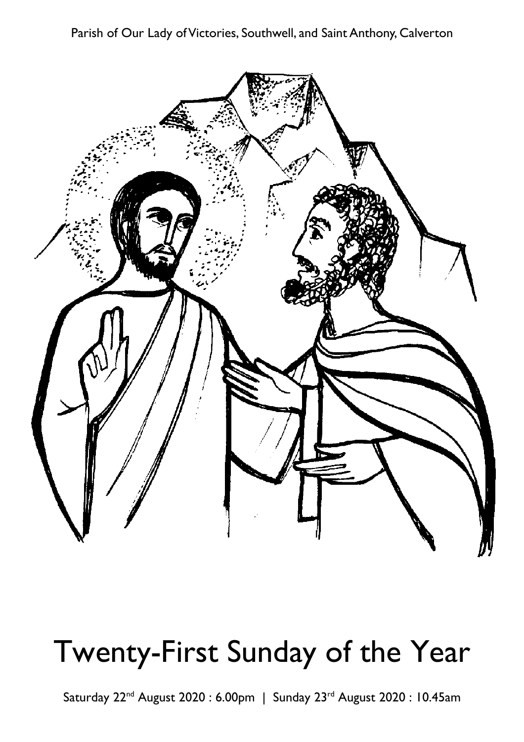Parish of Our Lady of Victories, Southwell, and Saint Anthony, Calverton

# Twenty-First Sunday of the Year

Saturday 22nd August 2020 : 6.00pm | Sunday 23rd August 2020 : 10.45am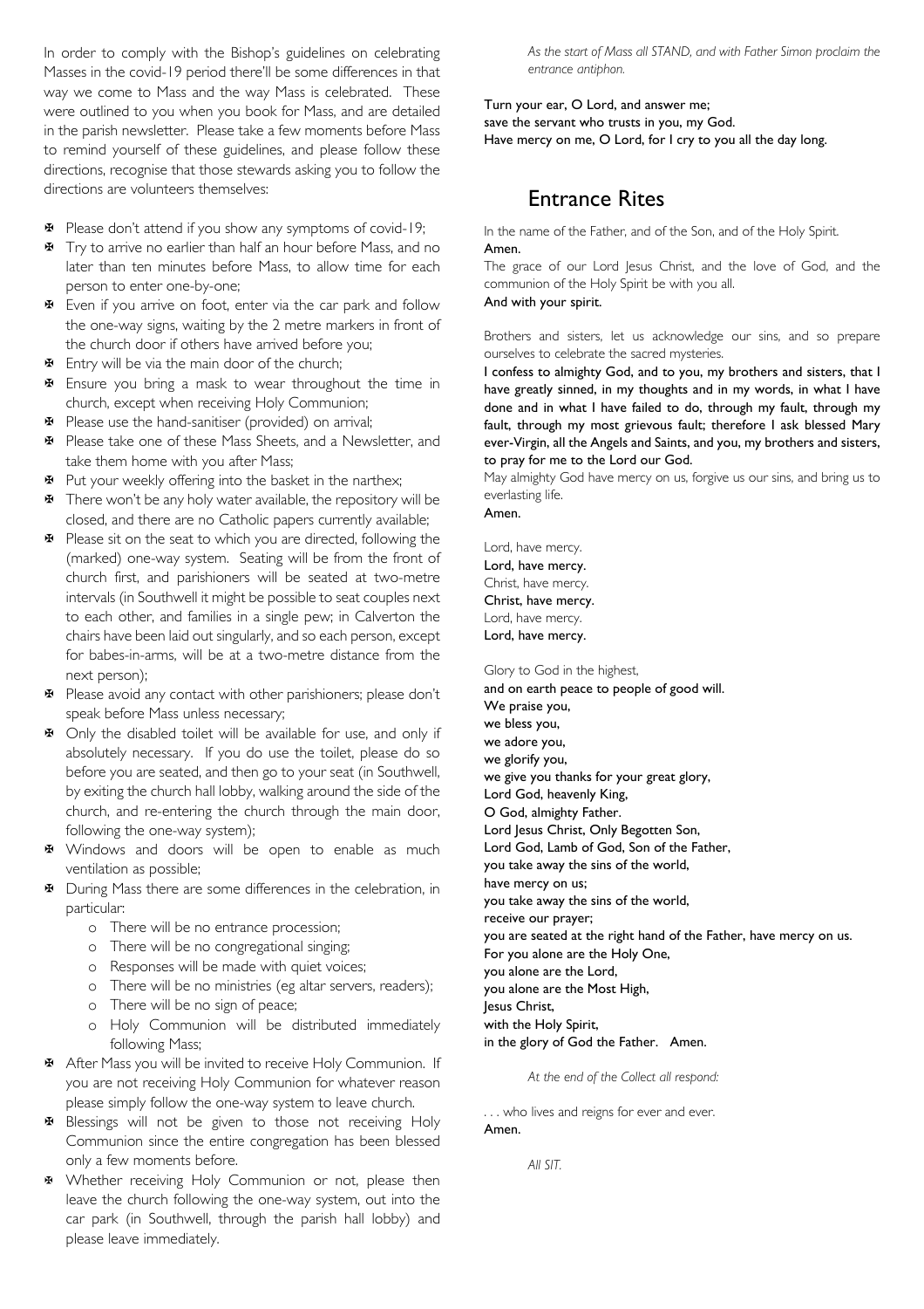In order to comply with the Bishop's guidelines on celebrating Masses in the covid-19 period there'll be some differences in that way we come to Mass and the way Mass is celebrated. These were outlined to you when you book for Mass, and are detailed in the parish newsletter. Please take a few moments before Mass to remind yourself of these guidelines, and please follow these directions, recognise that those stewards asking you to follow the directions are volunteers themselves:

- Please don't attend if you show any symptoms of covid-19;
- Try to arrive no earlier than half an hour before Mass, and no later than ten minutes before Mass, to allow time for each person to enter one-by-one;
- Even if you arrive on foot, enter via the car park and follow the one-way signs, waiting by the 2 metre markers in front of the church door if others have arrived before you;
- Entry will be via the main door of the church;
- Ensure you bring a mask to wear throughout the time in church, except when receiving Holy Communion;
- Please use the hand-sanitiser (provided) on arrival;
- Please take one of these Mass Sheets, and a Newsletter, and take them home with you after Mass;
- Put your weekly offering into the basket in the narthex;
- There won't be any holy water available, the repository will be closed, and there are no Catholic papers currently available;
- Please sit on the seat to which you are directed, following the (marked) one-way system. Seating will be from the front of church first, and parishioners will be seated at two-metre intervals (in Southwell it might be possible to seat couples next to each other, and families in a single pew; in Calverton the chairs have been laid out singularly, and so each person, except for babes-in-arms, will be at a two-metre distance from the next person);
- Please avoid any contact with other parishioners; please don't speak before Mass unless necessary;
- Only the disabled toilet will be available for use, and only if absolutely necessary. If you do use the toilet, please do so before you are seated, and then go to your seat (in Southwell, by exiting the church hall lobby, walking around the side of the church, and re-entering the church through the main door, following the one-way system);
- Windows and doors will be open to enable as much ventilation as possible;
- During Mass there are some differences in the celebration, in particular:
  - There will be no entrance procession;
  - There will be no congregational singing;
  - Responses will be made with quiet voices;
  - There will be no ministries (eg altar servers, readers);
  - There will be no sign of peace;
  - Holy Communion will be distributed immediately following Mass;
- After Mass you will be invited to receive Holy Communion. If you are not receiving Holy Communion for whatever reason please simply follow the one-way system to leave church.
- Blessings will not be given to those not receiving Holy Communion since the entire congregation has been blessed only a few moments before.
- Whether receiving Holy Communion or not, please then leave the church following the one-way system, out into the car park (in Southwell, through the parish hall lobby) and please leave immediately.

*As the start of Mass all STAND, and with Father Simon proclaim the entrance antiphon.*

**Turn your ear, O Lord, and answer me;**
**save the servant who trusts in you, my God.**
**Have mercy on me, O Lord, for I cry to you all the day long.**

## Entrance Rites

In the name of the Father, and of the Son, and of the Holy Spirit.
**Amen.**
The grace of our Lord Jesus Christ, and the love of God, and the communion of the Holy Spirit be with you all.
**And with your spirit.**

Brothers and sisters, let us acknowledge our sins, and so prepare ourselves to celebrate the sacred mysteries.
**I confess to almighty God, and to you, my brothers and sisters, that I have greatly sinned, in my thoughts and in my words, in what I have done and in what I have failed to do, through my fault, through my fault, through my most grievous fault; therefore I ask blessed Mary ever-Virgin, all the Angels and Saints, and you, my brothers and sisters, to pray for me to the Lord our God.**
May almighty God have mercy on us, forgive us our sins, and bring us to everlasting life.
**Amen.**

Lord, have mercy.
**Lord, have mercy.**
Christ, have mercy.
**Christ, have mercy.**
Lord, have mercy.
**Lord, have mercy.**

Glory to God in the highest,
**and on earth peace to people of good will.**
**We praise you,**
**we bless you,**
**we adore you,**
**we glorify you,**
**we give you thanks for your great glory,**
**Lord God, heavenly King,**
**O God, almighty Father.**
**Lord Jesus Christ, Only Begotten Son,**
**Lord God, Lamb of God, Son of the Father,**
**you take away the sins of the world,**
**have mercy on us;**
**you take away the sins of the world,**
**receive our prayer;**
**you are seated at the right hand of the Father, have mercy on us.**
**For you alone are the Holy One,**
**you alone are the Lord,**
**you alone are the Most High,**
**Jesus Christ,**
**with the Holy Spirit,**
**in the glory of God the Father. Amen.**

*At the end of the Collect all respond:*

. . . who lives and reigns for ever and ever.
**Amen.**

*All SIT.*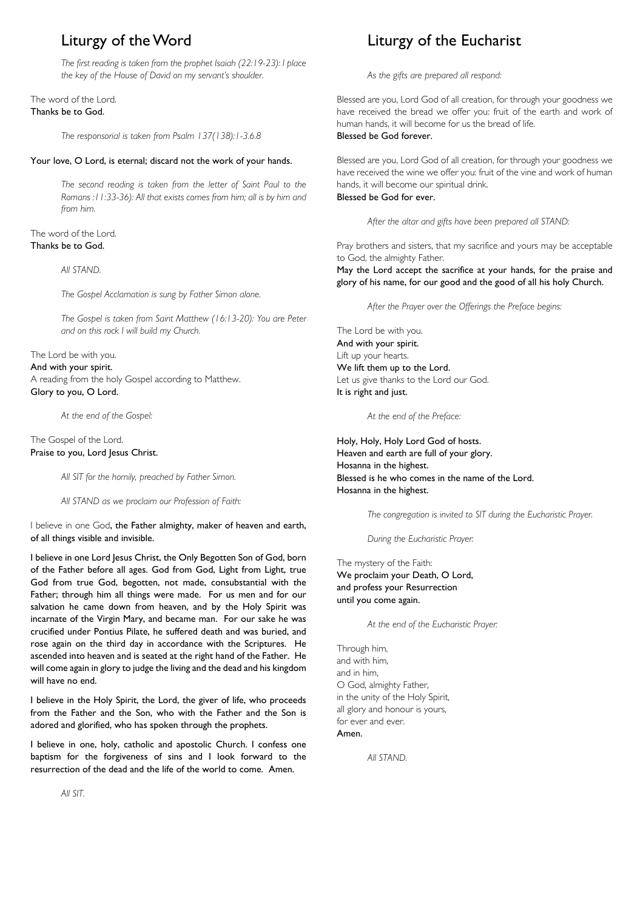# Liturgy of the Word

*The first reading is taken from the prophet Isaiah (22:19-23): I place the key of the House of David on my servant's shoulder.*

The word of the Lord.
**Thanks be to God.**

*The responsorial is taken from Psalm 137(138):1-3.6.8*

**Your love, O Lord, is eternal; discard not the work of your hands.**

*The second reading is taken from the letter of Saint Paul to the Romans :11:33-36): All that exists comes from him; all is by him and from him.*

The word of the Lord.
**Thanks be to God.**

*All STAND.*

*The Gospel Acclamation is sung by Father Simon alone.*

*The Gospel is taken from Saint Matthew (16:13-20): You are Peter and on this rock I will build my Church.*

The Lord be with you.
**And with your spirit.**
A reading from the holy Gospel according to Matthew.
**Glory to you, O Lord.**

*At the end of the Gospel:*

The Gospel of the Lord.
**Praise to you, Lord Jesus Christ.**

*All SIT for the homily, preached by Father Simon.*

*All STAND as we proclaim our Profession of Faith:*

I believe in one God, **the Father almighty, maker of heaven and earth, of all things visible and invisible.**

**I believe in one Lord Jesus Christ, the Only Begotten Son of God, born of the Father before all ages. God from God, Light from Light, true God from true God, begotten, not made, consubstantial with the Father; through him all things were made. For us men and for our salvation he came down from heaven, and by the Holy Spirit was incarnate of the Virgin Mary, and became man. For our sake he was crucified under Pontius Pilate, he suffered death and was buried, and rose again on the third day in accordance with the Scriptures. He ascended into heaven and is seated at the right hand of the Father. He will come again in glory to judge the living and the dead and his kingdom will have no end.**

**I believe in the Holy Spirit, the Lord, the giver of life, who proceeds from the Father and the Son, who with the Father and the Son is adored and glorified, who has spoken through the prophets.**

**I believe in one, holy, catholic and apostolic Church. I confess one baptism for the forgiveness of sins and I look forward to the resurrection of the dead and the life of the world to come. Amen.**

*All SIT.*

# Liturgy of the Eucharist

*As the gifts are prepared all respond:*

Blessed are you, Lord God of all creation, for through your goodness we have received the bread we offer you: fruit of the earth and work of human hands, it will become for us the bread of life.
**Blessed be God forever.**

Blessed are you, Lord God of all creation, for through your goodness we have received the wine we offer you: fruit of the vine and work of human hands, it will become our spiritual drink.
**Blessed be God for ever.**

*After the altar and gifts have been prepared all STAND:*

Pray brothers and sisters, that my sacrifice and yours may be acceptable to God, the almighty Father.
**May the Lord accept the sacrifice at your hands, for the praise and glory of his name, for our good and the good of all his holy Church.**

*After the Prayer over the Offerings the Preface begins:*

The Lord be with you.
**And with your spirit.**
Lift up your hearts.
**We lift them up to the Lord.**
Let us give thanks to the Lord our God.
**It is right and just.**

*At the end of the Preface:*

**Holy, Holy, Holy Lord God of hosts.**
**Heaven and earth are full of your glory.**
**Hosanna in the highest.**
**Blessed is he who comes in the name of the Lord.**
**Hosanna in the highest.**

*The congregation is invited to SIT during the Eucharistic Prayer.*

*During the Eucharistic Prayer:*

The mystery of the Faith:
**We proclaim your Death, O Lord,**
**and profess your Resurrection**
**until you come again.**

*At the end of the Eucharistic Prayer:*

Through him,
and with him,
and in him,
O God, almighty Father,
in the unity of the Holy Spirit,
all glory and honour is yours,
for ever and ever.
**Amen.**

*All STAND.*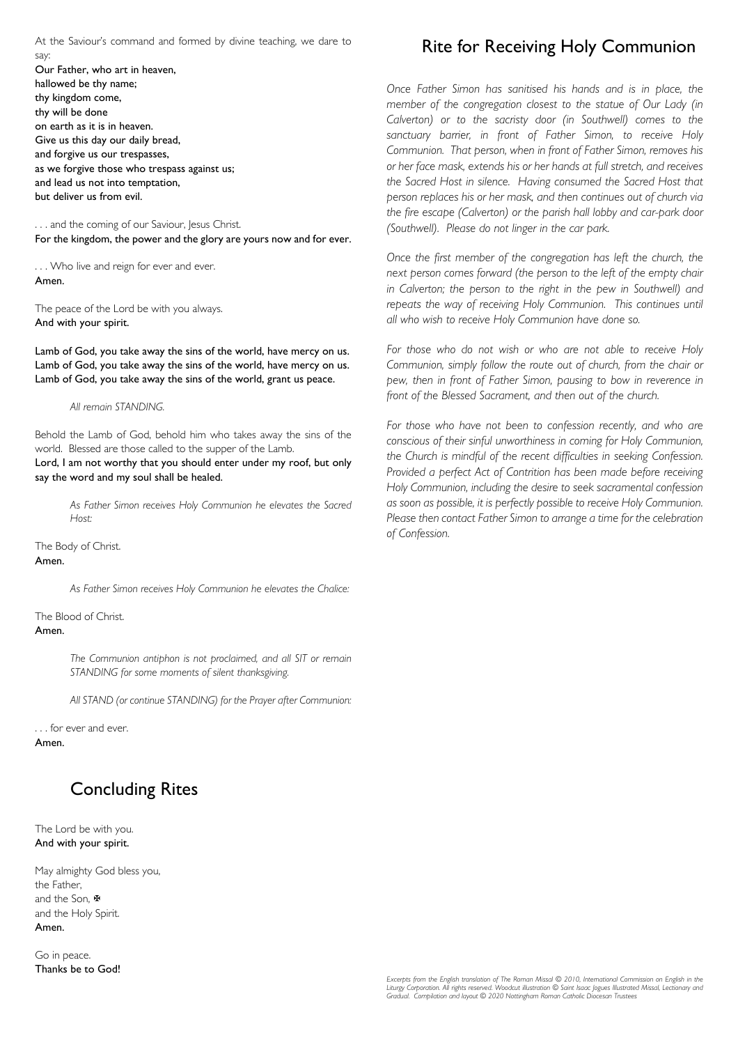At the Saviour's command and formed by divine teaching, we dare to say:

**Our Father, who art in heaven,**
**hallowed be thy name;**
**thy kingdom come,**
**thy will be done**
**on earth as it is in heaven.**
**Give us this day our daily bread,**
**and forgive us our trespasses,**
**as we forgive those who trespass against us;**
**and lead us not into temptation,**
**but deliver us from evil.**

. . . and the coming of our Saviour, Jesus Christ.
**For the kingdom, the power and the glory are yours now and for ever.**

. . . Who live and reign for ever and ever.
**Amen.**

The peace of the Lord be with you always.
**And with your spirit.**

**Lamb of God, you take away the sins of the world, have mercy on us.**
**Lamb of God, you take away the sins of the world, have mercy on us.**
**Lamb of God, you take away the sins of the world, grant us peace.**

*All remain STANDING.*

Behold the Lamb of God, behold him who takes away the sins of the world. Blessed are those called to the supper of the Lamb.
**Lord, I am not worthy that you should enter under my roof, but only say the word and my soul shall be healed.**

*As Father Simon receives Holy Communion he elevates the Sacred Host:*

The Body of Christ.
**Amen.**

*As Father Simon receives Holy Communion he elevates the Chalice:*

The Blood of Christ.
**Amen.**

*The Communion antiphon is not proclaimed, and all SIT or remain STANDING for some moments of silent thanksgiving.*

*All STAND (or continue STANDING) for the Prayer after Communion:*

. . . for ever and ever.
**Amen.**

## Concluding Rites

The Lord be with you.
**And with your spirit.**

May almighty God bless you,
the Father,
and the Son, ✠
and the Holy Spirit.
**Amen.**

Go in peace.
**Thanks be to God!**

## Rite for Receiving Holy Communion

*Once Father Simon has sanitised his hands and is in place, the member of the congregation closest to the statue of Our Lady (in Calverton) or to the sacristy door (in Southwell) comes to the sanctuary barrier, in front of Father Simon, to receive Holy Communion. That person, when in front of Father Simon, removes his or her face mask, extends his or her hands at full stretch, and receives the Sacred Host in silence. Having consumed the Sacred Host that person replaces his or her mask, and then continues out of church via the fire escape (Calverton) or the parish hall lobby and car-park door (Southwell). Please do not linger in the car park.*

*Once the first member of the congregation has left the church, the next person comes forward (the person to the left of the empty chair in Calverton; the person to the right in the pew in Southwell) and repeats the way of receiving Holy Communion. This continues until all who wish to receive Holy Communion have done so.*

*For those who do not wish or who are not able to receive Holy Communion, simply follow the route out of church, from the chair or pew, then in front of Father Simon, pausing to bow in reverence in front of the Blessed Sacrament, and then out of the church.*

*For those who have not been to confession recently, and who are conscious of their sinful unworthiness in coming for Holy Communion, the Church is mindful of the recent difficulties in seeking Confession. Provided a perfect Act of Contrition has been made before receiving Holy Communion, including the desire to seek sacramental confession as soon as possible, it is perfectly possible to receive Holy Communion. Please then contact Father Simon to arrange a time for the celebration of Confession.*

*Excerpts from the English translation of The Roman Missal © 2010, International Commission on English in the Liturgy Corporation. All rights reserved. Woodcut illustration © Saint Isaac Jogues Illustrated Missal, Lectionary and Gradual. Compilation and layout © 2020 Nottingham Roman Catholic Diocesan Trustees*